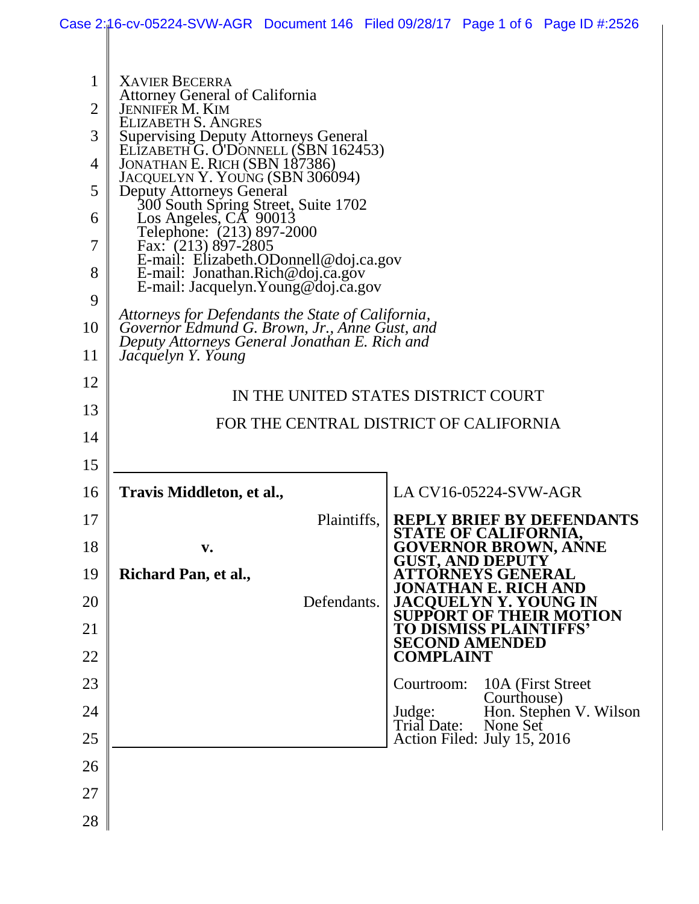XAVIER BECERRA
Attorney General of California
JENNIFER M. KIM
ELIZABETH S. ANGRES
Supervising Deputy Attorneys General
ELIZABETH G. O'DONNELL (SBN 162453)
JONATHAN E. RICH (SBN 187386)
JACQUELYN Y. YOUNG (SBN 306094)
Deputy Attorneys General
300 South Spring Street, Suite 1702
Los Angeles, CA 90013
Telephone: (213) 897-2000
Fax: (213) 897-2805
E-mail: Elizabeth.ODonnell@doj.ca.gov
E-mail: Jonathan.Rich@doj.ca.gov
E-mail: Jacquelyn.Young@doj.ca.gov

*Attorneys for Defendants the State of California, Governor Edmund G. Brown, Jr., Anne Gust, and Deputy Attorneys General Jonathan E. Rich and Jacquelyn Y. Young*

IN THE UNITED STATES DISTRICT COURT

FOR THE CENTRAL DISTRICT OF CALIFORNIA

| | |
|---|---|
| **Travis Middleton, et al.,** Plaintiffs, **v.** **Richard Pan, et al.,** Defendants. | LA CV16-05224-SVW-AGR **REPLY BRIEF BY DEFENDANTS STATE OF CALIFORNIA, GOVERNOR BROWN, ANNE GUST, AND DEPUTY ATTORNEYS GENERAL JONATHAN E. RICH AND JACQUELYN Y. YOUNG IN SUPPORT OF THEIR MOTION TO DISMISS PLAINTIFFS' SECOND AMENDED COMPLAINT** Courtroom: 10A (First Street Courthouse) Judge: Hon. Stephen V. Wilson Trial Date: None Set Action Filed: July 15, 2016 |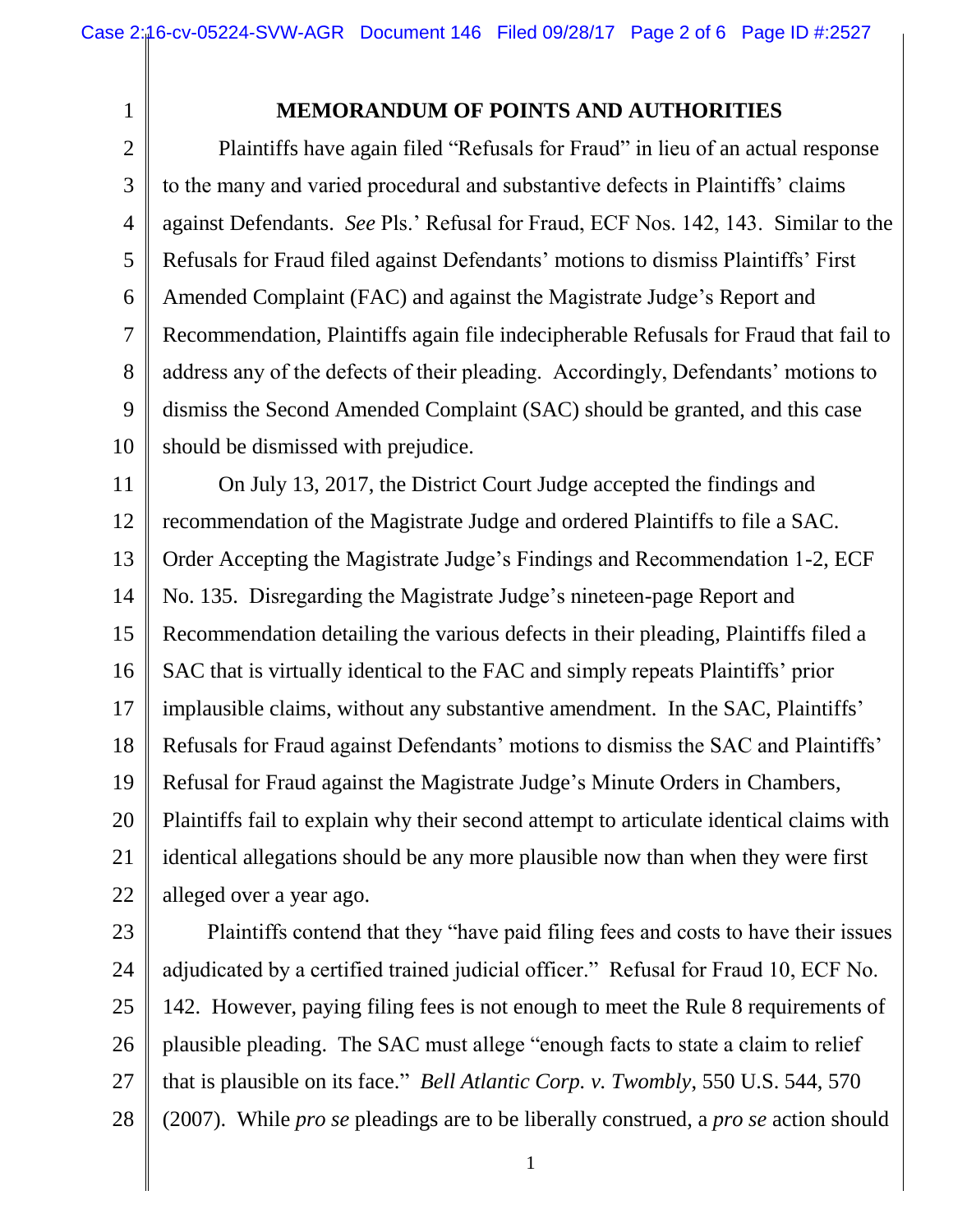## MEMORANDUM OF POINTS AND AUTHORITIES

Plaintiffs have again filed "Refusals for Fraud" in lieu of an actual response to the many and varied procedural and substantive defects in Plaintiffs' claims against Defendants. *See* Pls.' Refusal for Fraud, ECF Nos. 142, 143. Similar to the Refusals for Fraud filed against Defendants' motions to dismiss Plaintiffs' First Amended Complaint (FAC) and against the Magistrate Judge's Report and Recommendation, Plaintiffs again file indecipherable Refusals for Fraud that fail to address any of the defects of their pleading. Accordingly, Defendants' motions to dismiss the Second Amended Complaint (SAC) should be granted, and this case should be dismissed with prejudice.

On July 13, 2017, the District Court Judge accepted the findings and recommendation of the Magistrate Judge and ordered Plaintiffs to file a SAC. Order Accepting the Magistrate Judge's Findings and Recommendation 1-2, ECF No. 135. Disregarding the Magistrate Judge's nineteen-page Report and Recommendation detailing the various defects in their pleading, Plaintiffs filed a SAC that is virtually identical to the FAC and simply repeats Plaintiffs' prior implausible claims, without any substantive amendment. In the SAC, Plaintiffs' Refusals for Fraud against Defendants' motions to dismiss the SAC and Plaintiffs' Refusal for Fraud against the Magistrate Judge's Minute Orders in Chambers, Plaintiffs fail to explain why their second attempt to articulate identical claims with identical allegations should be any more plausible now than when they were first alleged over a year ago.

Plaintiffs contend that they "have paid filing fees and costs to have their issues adjudicated by a certified trained judicial officer." Refusal for Fraud 10, ECF No. 142. However, paying filing fees is not enough to meet the Rule 8 requirements of plausible pleading. The SAC must allege "enough facts to state a claim to relief that is plausible on its face." *Bell Atlantic Corp. v. Twombly*, 550 U.S. 544, 570 (2007). While *pro se* pleadings are to be liberally construed, a *pro se* action should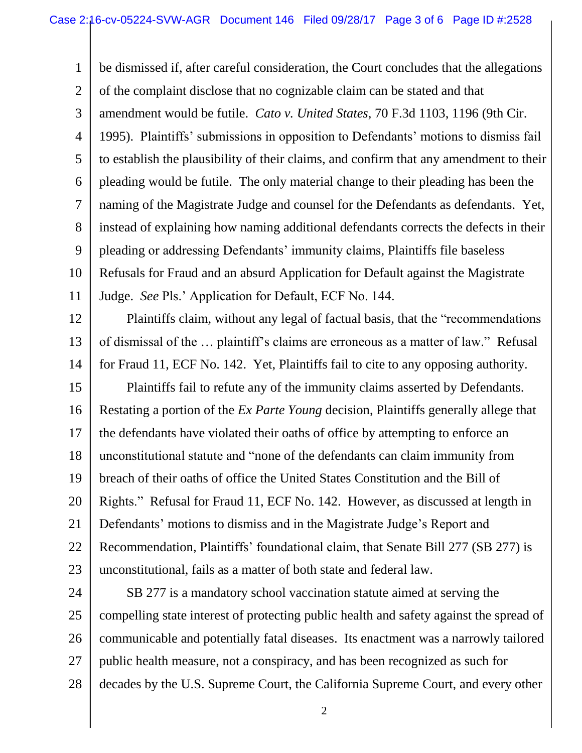be dismissed if, after careful consideration, the Court concludes that the allegations of the complaint disclose that no cognizable claim can be stated and that amendment would be futile. *Cato v. United States*, 70 F.3d 1103, 1196 (9th Cir. 1995). Plaintiffs' submissions in opposition to Defendants' motions to dismiss fail to establish the plausibility of their claims, and confirm that any amendment to their pleading would be futile. The only material change to their pleading has been the naming of the Magistrate Judge and counsel for the Defendants as defendants. Yet, instead of explaining how naming additional defendants corrects the defects in their pleading or addressing Defendants' immunity claims, Plaintiffs file baseless Refusals for Fraud and an absurd Application for Default against the Magistrate Judge. *See* Pls.' Application for Default, ECF No. 144.

Plaintiffs claim, without any legal of factual basis, that the "recommendations of dismissal of the … plaintiff's claims are erroneous as a matter of law." Refusal for Fraud 11, ECF No. 142. Yet, Plaintiffs fail to cite to any opposing authority.

Plaintiffs fail to refute any of the immunity claims asserted by Defendants. Restating a portion of the *Ex Parte Young* decision, Plaintiffs generally allege that the defendants have violated their oaths of office by attempting to enforce an unconstitutional statute and "none of the defendants can claim immunity from breach of their oaths of office the United States Constitution and the Bill of Rights." Refusal for Fraud 11, ECF No. 142. However, as discussed at length in Defendants' motions to dismiss and in the Magistrate Judge's Report and Recommendation, Plaintiffs' foundational claim, that Senate Bill 277 (SB 277) is unconstitutional, fails as a matter of both state and federal law.

SB 277 is a mandatory school vaccination statute aimed at serving the compelling state interest of protecting public health and safety against the spread of communicable and potentially fatal diseases. Its enactment was a narrowly tailored public health measure, not a conspiracy, and has been recognized as such for decades by the U.S. Supreme Court, the California Supreme Court, and every other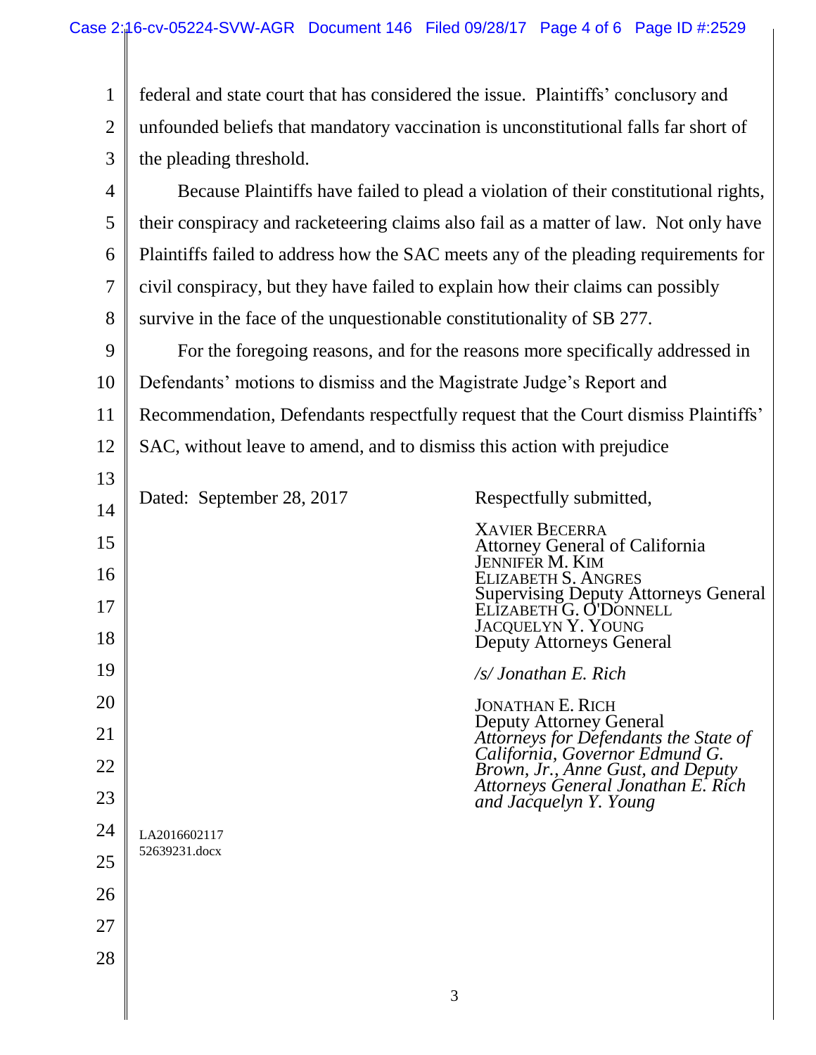federal and state court that has considered the issue. Plaintiffs' conclusory and unfounded beliefs that mandatory vaccination is unconstitutional falls far short of the pleading threshold.

Because Plaintiffs have failed to plead a violation of their constitutional rights, their conspiracy and racketeering claims also fail as a matter of law. Not only have Plaintiffs failed to address how the SAC meets any of the pleading requirements for civil conspiracy, but they have failed to explain how their claims can possibly survive in the face of the unquestionable constitutionality of SB 277.

For the foregoing reasons, and for the reasons more specifically addressed in Defendants' motions to dismiss and the Magistrate Judge's Report and Recommendation, Defendants respectfully request that the Court dismiss Plaintiffs' SAC, without leave to amend, and to dismiss this action with prejudice

Dated: September 28, 2017

Respectfully submitted,

XAVIER BECERRA
Attorney General of California
JENNIFER M. KIM
ELIZABETH S. ANGRES
Supervising Deputy Attorneys General
ELIZABETH G. O'DONNELL
JACQUELYN Y. YOUNG
Deputy Attorneys General

*/s/ Jonathan E. Rich*

JONATHAN E. RICH
Deputy Attorney General
*Attorneys for Defendants the State of California, Governor Edmund G. Brown, Jr., Anne Gust, and Deputy Attorneys General Jonathan E. Rich and Jacquelyn Y. Young*

LA2016602117
52639231.docx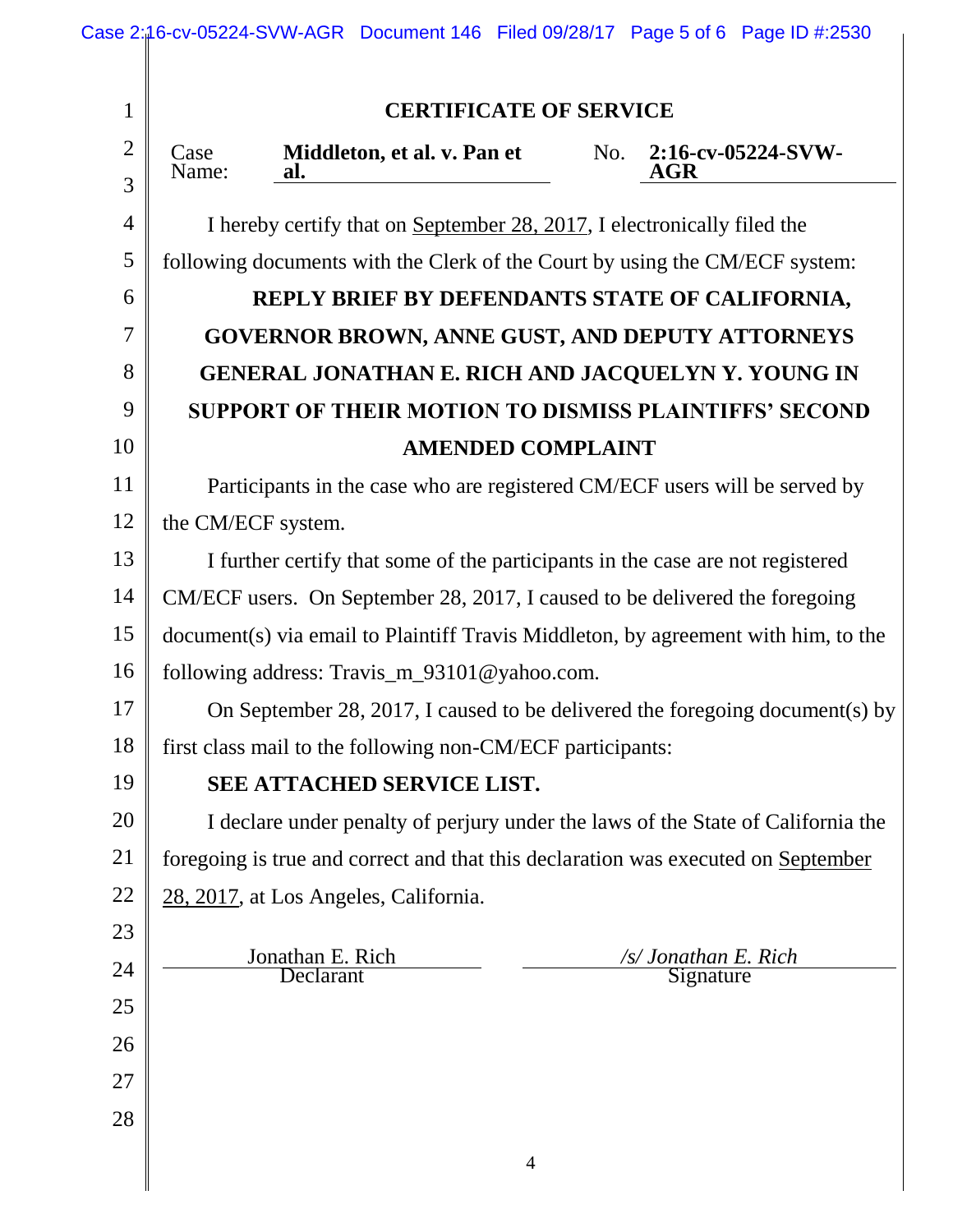## CERTIFICATE OF SERVICE

Case Name: **Middleton, et al. v. Pan et al.** No. **2:16-cv-05224-SVW-AGR**

I hereby certify that on September 28, 2017, I electronically filed the following documents with the Clerk of the Court by using the CM/ECF system:

**REPLY BRIEF BY DEFENDANTS STATE OF CALIFORNIA, GOVERNOR BROWN, ANNE GUST, AND DEPUTY ATTORNEYS GENERAL JONATHAN E. RICH AND JACQUELYN Y. YOUNG IN SUPPORT OF THEIR MOTION TO DISMISS PLAINTIFFS' SECOND AMENDED COMPLAINT**

Participants in the case who are registered CM/ECF users will be served by the CM/ECF system.

I further certify that some of the participants in the case are not registered CM/ECF users. On September 28, 2017, I caused to be delivered the foregoing document(s) via email to Plaintiff Travis Middleton, by agreement with him, to the following address: Travis_m_93101@yahoo.com.

On September 28, 2017, I caused to be delivered the foregoing document(s) by first class mail to the following non-CM/ECF participants:

**SEE ATTACHED SERVICE LIST.**

I declare under penalty of perjury under the laws of the State of California the foregoing is true and correct and that this declaration was executed on September 28, 2017, at Los Angeles, California.

| Jonathan E. Rich | */s/ Jonathan E. Rich* |
|---|---|
| Declarant | Signature |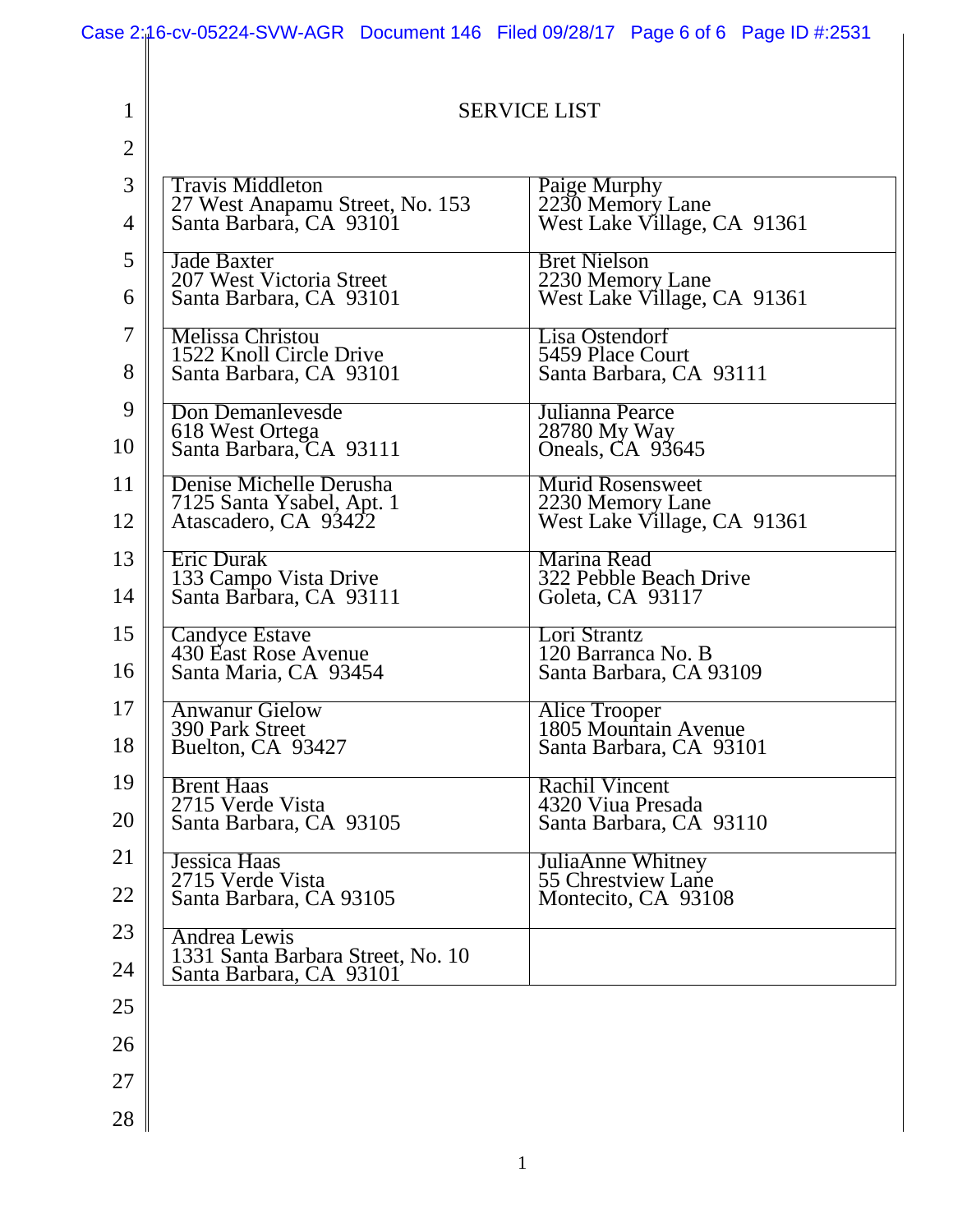# SERVICE LIST

| | |
|---|---|
| Travis Middleton<br>27 West Anapamu Street, No. 153<br>Santa Barbara, CA 93101 | Paige Murphy<br>2230 Memory Lane<br>West Lake Village, CA 91361 |
| Jade Baxter<br>207 West Victoria Street<br>Santa Barbara, CA 93101 | Bret Nielson<br>2230 Memory Lane<br>West Lake Village, CA 91361 |
| Melissa Christou<br>1522 Knoll Circle Drive<br>Santa Barbara, CA 93101 | Lisa Ostendorf<br>5459 Place Court<br>Santa Barbara, CA 93111 |
| Don Demanlevesde<br>618 West Ortega<br>Santa Barbara, CA 93111 | Julianna Pearce<br>28780 My Way<br>Oneals, CA 93645 |
| Denise Michelle Derusha<br>7125 Santa Ysabel, Apt. 1<br>Atascadero, CA 93422 | Murid Rosensweet<br>2230 Memory Lane<br>West Lake Village, CA 91361 |
| Eric Durak<br>133 Campo Vista Drive<br>Santa Barbara, CA 93111 | Marina Read<br>322 Pebble Beach Drive<br>Goleta, CA 93117 |
| Candyce Estave<br>430 East Rose Avenue<br>Santa Maria, CA 93454 | Lori Strantz<br>120 Barranca No. B<br>Santa Barbara, CA 93109 |
| Anwanur Gielow<br>390 Park Street<br>Buelton, CA 93427 | Alice Trooper<br>1805 Mountain Avenue<br>Santa Barbara, CA 93101 |
| Brent Haas<br>2715 Verde Vista<br>Santa Barbara, CA 93105 | Rachil Vincent<br>4320 Viua Presada<br>Santa Barbara, CA 93110 |
| Jessica Haas<br>2715 Verde Vista<br>Santa Barbara, CA 93105 | JuliaAnne Whitney<br>55 Chrestview Lane<br>Montecito, CA 93108 |
| Andrea Lewis<br>1331 Santa Barbara Street, No. 10<br>Santa Barbara, CA 93101 | |